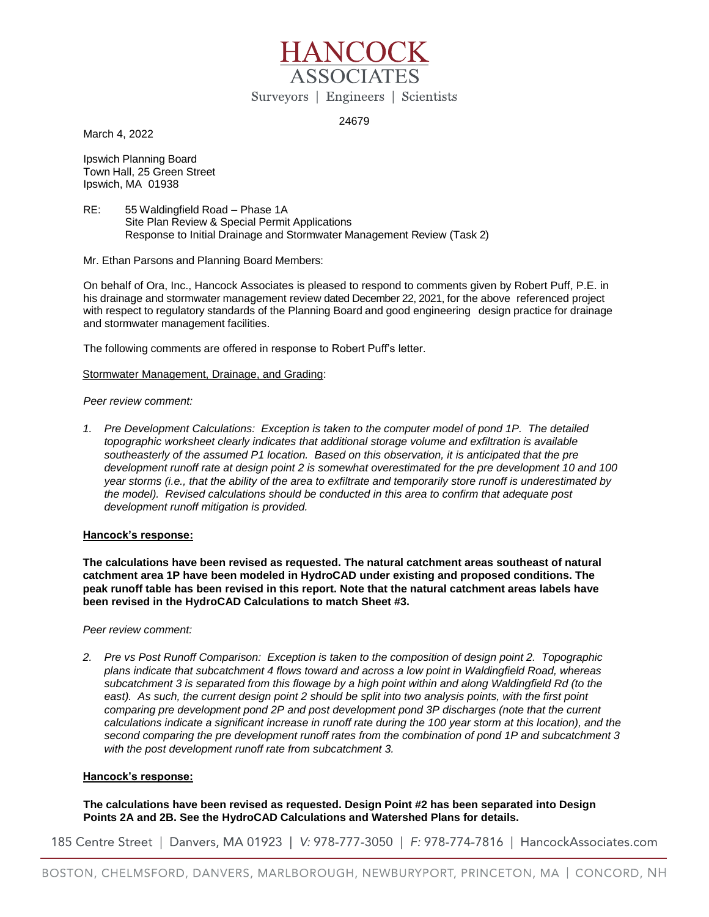# HANCOCK ASSOCIATES

Surveyors | Engineers | Scientists

24679

March 4, 2022

Ipswich Planning Board
Town Hall, 25 Green Street
Ipswich, MA 01938

RE: 55 Waldingfield Road – Phase 1A
Site Plan Review & Special Permit Applications
Response to Initial Drainage and Stormwater Management Review (Task 2)

Mr. Ethan Parsons and Planning Board Members:

On behalf of Ora, Inc., Hancock Associates is pleased to respond to comments given by Robert Puff, P.E. in his drainage and stormwater management review dated December 22, 2021, for the above referenced project with respect to regulatory standards of the Planning Board and good engineering design practice for drainage and stormwater management facilities.

The following comments are offered in response to Robert Puff's letter.

Stormwater Management, Drainage, and Grading:

*Peer review comment:*

1. *Pre Development Calculations: Exception is taken to the computer model of pond 1P. The detailed topographic worksheet clearly indicates that additional storage volume and exfiltration is available southeasterly of the assumed P1 location. Based on this observation, it is anticipated that the pre development runoff rate at design point 2 is somewhat overestimated for the pre development 10 and 100 year storms (i.e., that the ability of the area to exfiltrate and temporarily store runoff is underestimated by the model). Revised calculations should be conducted in this area to confirm that adequate post development runoff mitigation is provided.*

**Hancock's response:**

**The calculations have been revised as requested. The natural catchment areas southeast of natural catchment area 1P have been modeled in HydroCAD under existing and proposed conditions. The peak runoff table has been revised in this report. Note that the natural catchment areas labels have been revised in the HydroCAD Calculations to match Sheet #3.**

*Peer review comment:*

2. *Pre vs Post Runoff Comparison: Exception is taken to the composition of design point 2. Topographic plans indicate that subcatchment 4 flows toward and across a low point in Waldingfield Road, whereas subcatchment 3 is separated from this flowage by a high point within and along Waldingfield Rd (to the east). As such, the current design point 2 should be split into two analysis points, with the first point comparing pre development pond 2P and post development pond 3P discharges (note that the current calculations indicate a significant increase in runoff rate during the 100 year storm at this location), and the second comparing the pre development runoff rates from the combination of pond 1P and subcatchment 3 with the post development runoff rate from subcatchment 3.*

**Hancock's response:**

**The calculations have been revised as requested. Design Point #2 has been separated into Design Points 2A and 2B. See the HydroCAD Calculations and Watershed Plans for details.**

185 Centre Street | Danvers, MA 01923 | V: 978-777-3050 | F: 978-774-7816 | HancockAssociates.com

BOSTON, CHELMSFORD, DANVERS, MARLBOROUGH, NEWBURYPORT, PRINCETON, MA | CONCORD, NH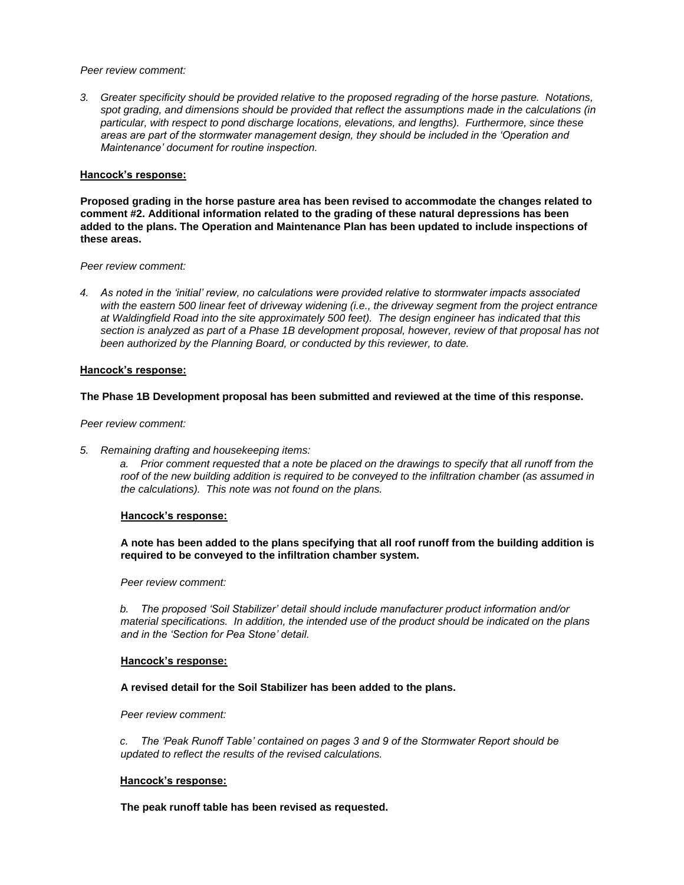*Peer review comment:*

3. *Greater specificity should be provided relative to the proposed regrading of the horse pasture. Notations, spot grading, and dimensions should be provided that reflect the assumptions made in the calculations (in particular, with respect to pond discharge locations, elevations, and lengths). Furthermore, since these areas are part of the stormwater management design, they should be included in the 'Operation and Maintenance' document for routine inspection.*

**Hancock's response:**

**Proposed grading in the horse pasture area has been revised to accommodate the changes related to comment #2. Additional information related to the grading of these natural depressions has been added to the plans. The Operation and Maintenance Plan has been updated to include inspections of these areas.**

*Peer review comment:*

4. *As noted in the 'initial' review, no calculations were provided relative to stormwater impacts associated with the eastern 500 linear feet of driveway widening (i.e., the driveway segment from the project entrance at Waldingfield Road into the site approximately 500 feet). The design engineer has indicated that this section is analyzed as part of a Phase 1B development proposal, however, review of that proposal has not been authorized by the Planning Board, or conducted by this reviewer, to date.*

**Hancock's response:**

**The Phase 1B Development proposal has been submitted and reviewed at the time of this response.**

*Peer review comment:*

5. *Remaining drafting and housekeeping items:*

   *a. Prior comment requested that a note be placed on the drawings to specify that all runoff from the roof of the new building addition is required to be conveyed to the infiltration chamber (as assumed in the calculations). This note was not found on the plans.*

   **Hancock's response:**

   **A note has been added to the plans specifying that all roof runoff from the building addition is required to be conveyed to the infiltration chamber system.**

   *Peer review comment:*

   *b. The proposed 'Soil Stabilizer' detail should include manufacturer product information and/or material specifications. In addition, the intended use of the product should be indicated on the plans and in the 'Section for Pea Stone' detail.*

   **Hancock's response:**

   **A revised detail for the Soil Stabilizer has been added to the plans.**

   *Peer review comment:*

   *c. The 'Peak Runoff Table' contained on pages 3 and 9 of the Stormwater Report should be updated to reflect the results of the revised calculations.*

   **Hancock's response:**

   **The peak runoff table has been revised as requested.**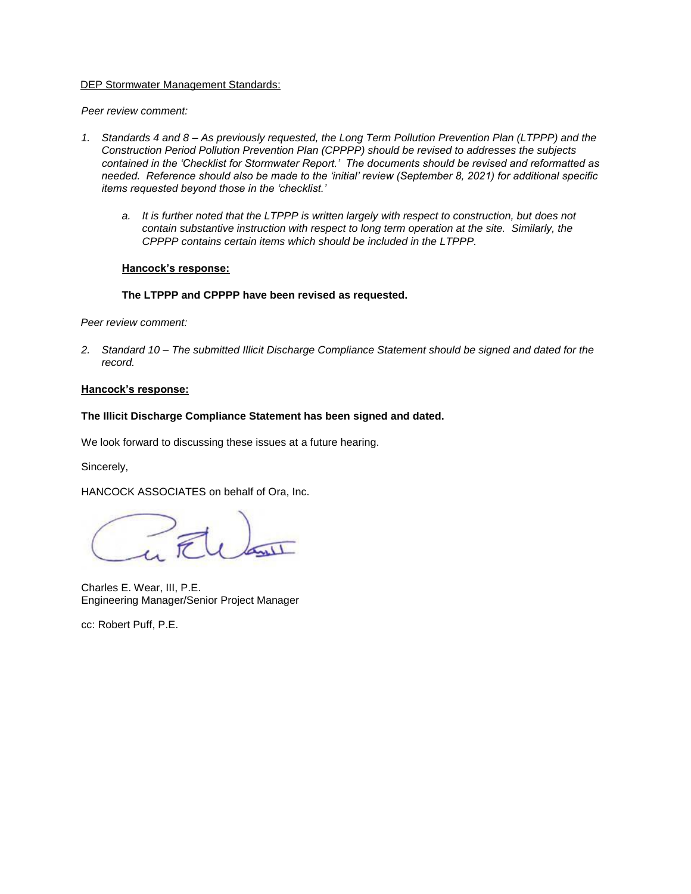DEP Stormwater Management Standards:

*Peer review comment:*

1. *Standards 4 and 8 – As previously requested, the Long Term Pollution Prevention Plan (LTPPP) and the Construction Period Pollution Prevention Plan (CPPPP) should be revised to addresses the subjects contained in the 'Checklist for Stormwater Report.' The documents should be revised and reformatted as needed. Reference should also be made to the 'initial' review (September 8, 2021) for additional specific items requested beyond those in the 'checklist.'*

   a. *It is further noted that the LTPPP is written largely with respect to construction, but does not contain substantive instruction with respect to long term operation at the site. Similarly, the CPPPP contains certain items which should be included in the LTPPP.*

   **Hancock's response:**

   **The LTPPP and CPPPP have been revised as requested.**

*Peer review comment:*

2. *Standard 10 – The submitted Illicit Discharge Compliance Statement should be signed and dated for the record.*

**Hancock's response:**

**The Illicit Discharge Compliance Statement has been signed and dated.**

We look forward to discussing these issues at a future hearing.

Sincerely,

HANCOCK ASSOCIATES on behalf of Ora, Inc.

Charles E. Wear, III, P.E.
Engineering Manager/Senior Project Manager

cc: Robert Puff, P.E.